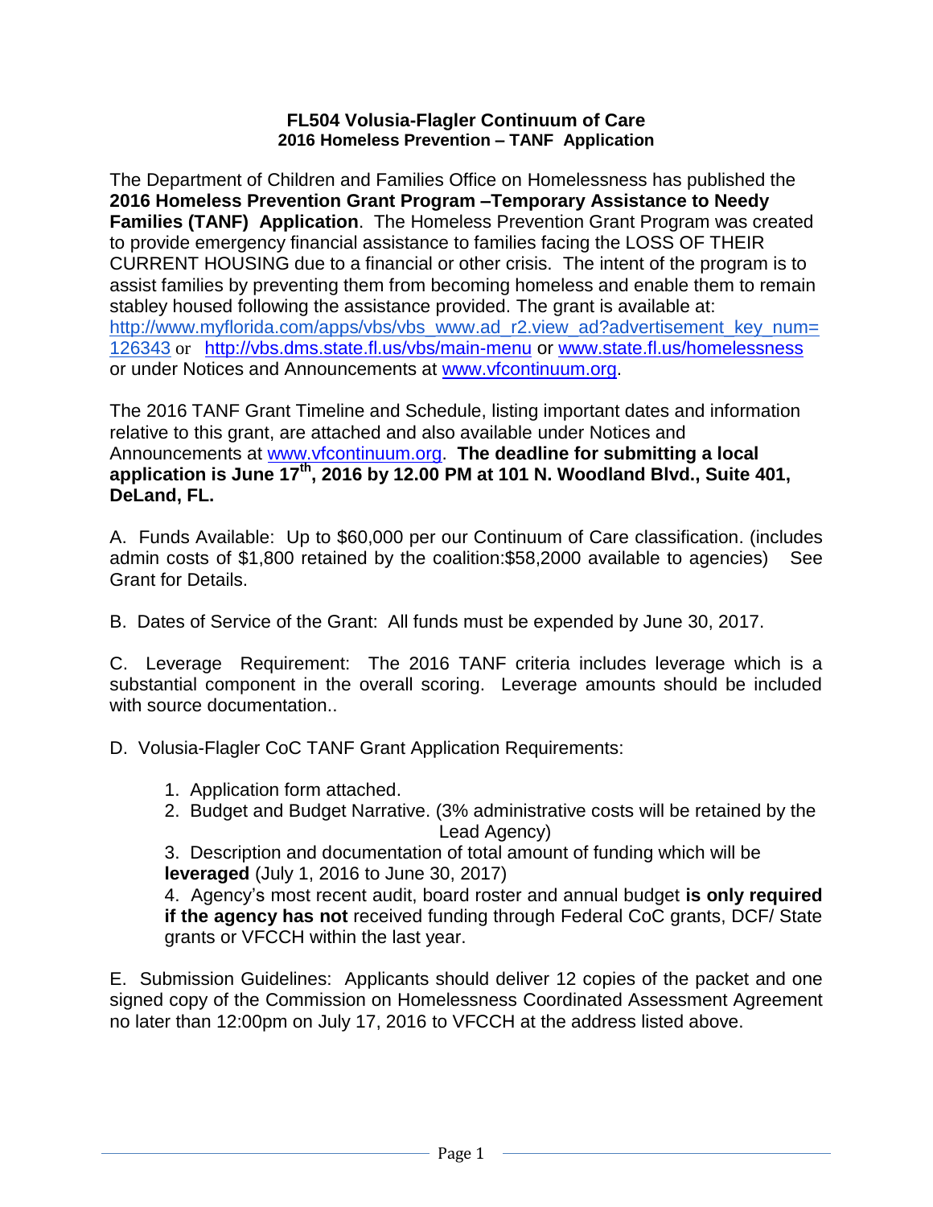**FL504 Volusia-Flagler Continuum of Care**
**2016 Homeless Prevention – TANF Application**

The Department of Children and Families Office on Homelessness has published the **2016 Homeless Prevention Grant Program –Temporary Assistance to Needy Families (TANF) Application**. The Homeless Prevention Grant Program was created to provide emergency financial assistance to families facing the LOSS OF THEIR CURRENT HOUSING due to a financial or other crisis. The intent of the program is to assist families by preventing them from becoming homeless and enable them to remain stabley housed following the assistance provided. The grant is available at: http://www.myflorida.com/apps/vbs/vbs_www.ad_r2.view_ad?advertisement_key_num=126343 or http://vbs.dms.state.fl.us/vbs/main-menu or www.state.fl.us/homelessness or under Notices and Announcements at www.vfcontinuum.org.

The 2016 TANF Grant Timeline and Schedule, listing important dates and information relative to this grant, are attached and also available under Notices and Announcements at www.vfcontinuum.org. **The deadline for submitting a local application is June 17th, 2016 by 12.00 PM at 101 N. Woodland Blvd., Suite 401, DeLand, FL.**

A. Funds Available: Up to $60,000 per our Continuum of Care classification. (includes admin costs of $1,800 retained by the coalition:$58,2000 available to agencies) See Grant for Details.

B. Dates of Service of the Grant: All funds must be expended by June 30, 2017.

C. Leverage Requirement: The 2016 TANF criteria includes leverage which is a substantial component in the overall scoring. Leverage amounts should be included with source documentation..

D. Volusia-Flagler CoC TANF Grant Application Requirements:

1. Application form attached.
2. Budget and Budget Narrative. (3% administrative costs will be retained by the Lead Agency)
3. Description and documentation of total amount of funding which will be **leveraged** (July 1, 2016 to June 30, 2017)
4. Agency's most recent audit, board roster and annual budget **is only required if the agency has not** received funding through Federal CoC grants, DCF/ State grants or VFCCH within the last year.

E. Submission Guidelines: Applicants should deliver 12 copies of the packet and one signed copy of the Commission on Homelessness Coordinated Assessment Agreement no later than 12:00pm on July 17, 2016 to VFCCH at the address listed above.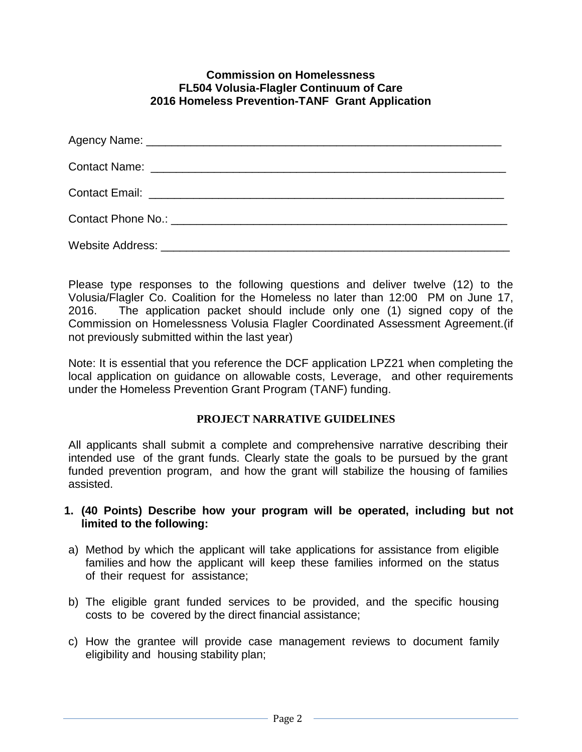**Commission on Homelessness**
**FL504 Volusia-Flagler Continuum of Care**
**2016 Homeless Prevention-TANF Grant Application**

Agency Name: ___________________________________________________________

Contact Name: ___________________________________________________________

Contact Email: ___________________________________________________________

Contact Phone No.: _______________________________________________________

Website Address: _________________________________________________________

Please type responses to the following questions and deliver twelve (12) to the Volusia/Flagler Co. Coalition for the Homeless no later than 12:00 PM on June 17, 2016. The application packet should include only one (1) signed copy of the Commission on Homelessness Volusia Flagler Coordinated Assessment Agreement.(if not previously submitted within the last year)

Note: It is essential that you reference the DCF application LPZ21 when completing the local application on guidance on allowable costs, Leverage, and other requirements under the Homeless Prevention Grant Program (TANF) funding.

## PROJECT NARRATIVE GUIDELINES

All applicants shall submit a complete and comprehensive narrative describing their intended use of the grant funds. Clearly state the goals to be pursued by the grant funded prevention program, and how the grant will stabilize the housing of families assisted.

1. **(40 Points) Describe how your program will be operated, including but not limited to the following:**

a) Method by which the applicant will take applications for assistance from eligible families and how the applicant will keep these families informed on the status of their request for assistance;

b) The eligible grant funded services to be provided, and the specific housing costs to be covered by the direct financial assistance;

c) How the grantee will provide case management reviews to document family eligibility and housing stability plan;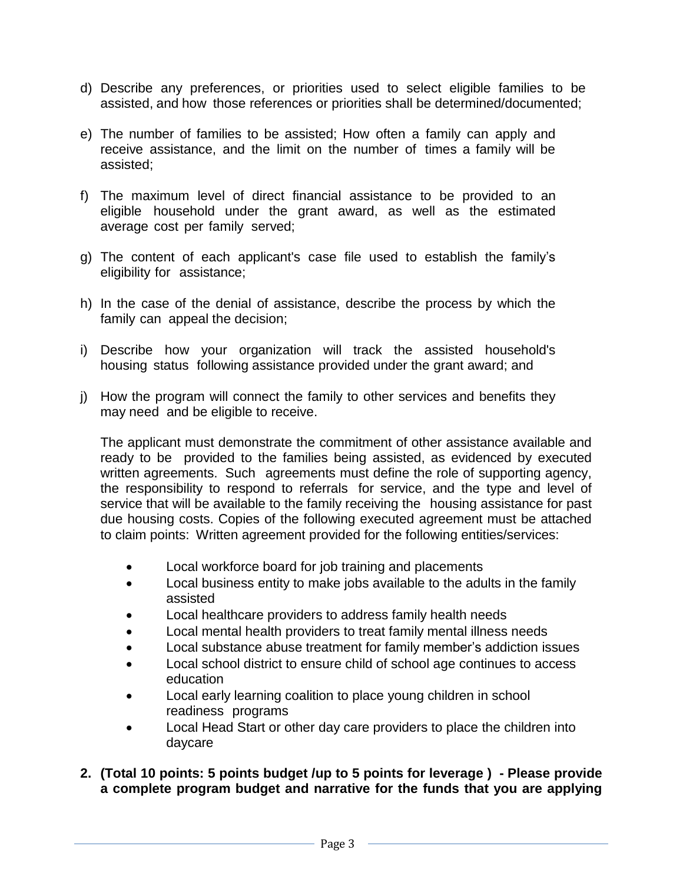d) Describe any preferences, or priorities used to select eligible families to be assisted, and how those references or priorities shall be determined/documented;

e) The number of families to be assisted; How often a family can apply and receive assistance, and the limit on the number of times a family will be assisted;

f) The maximum level of direct financial assistance to be provided to an eligible household under the grant award, as well as the estimated average cost per family served;

g) The content of each applicant's case file used to establish the family's eligibility for assistance;

h) In the case of the denial of assistance, describe the process by which the family can appeal the decision;

i) Describe how your organization will track the assisted household's housing status following assistance provided under the grant award; and

j) How the program will connect the family to other services and benefits they may need and be eligible to receive.

The applicant must demonstrate the commitment of other assistance available and ready to be provided to the families being assisted, as evidenced by executed written agreements. Such agreements must define the role of supporting agency, the responsibility to respond to referrals for service, and the type and level of service that will be available to the family receiving the housing assistance for past due housing costs. Copies of the following executed agreement must be attached to claim points: Written agreement provided for the following entities/services:

- Local workforce board for job training and placements
- Local business entity to make jobs available to the adults in the family assisted
- Local healthcare providers to address family health needs
- Local mental health providers to treat family mental illness needs
- Local substance abuse treatment for family member's addiction issues
- Local school district to ensure child of school age continues to access education
- Local early learning coalition to place young children in school readiness programs
- Local Head Start or other day care providers to place the children into daycare

**2. (Total 10 points: 5 points budget /up to 5 points for leverage ) - Please provide a complete program budget and narrative for the funds that you are applying**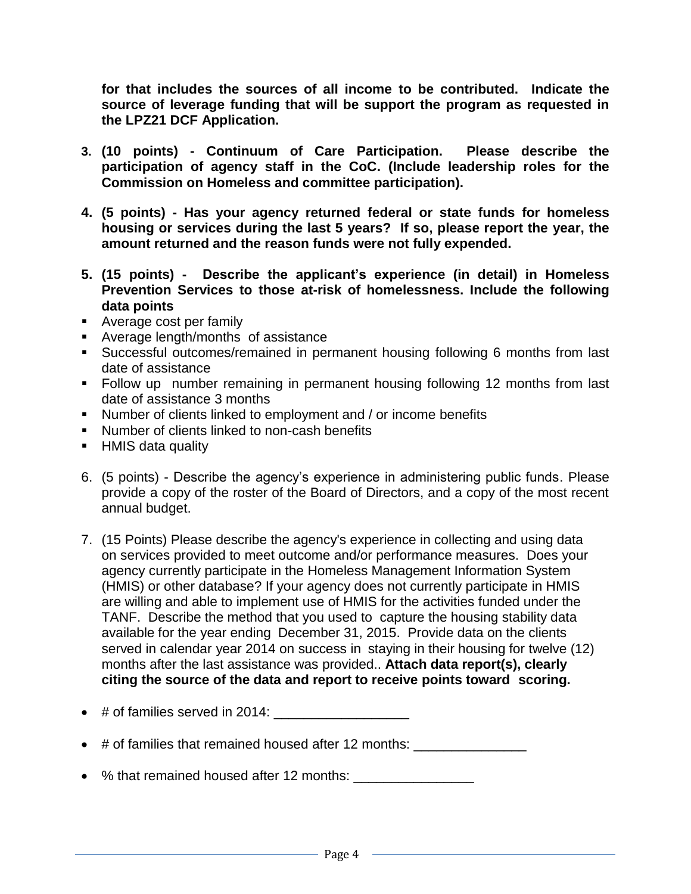**for that includes the sources of all income to be contributed. Indicate the source of leverage funding that will be support the program as requested in the LPZ21 DCF Application.**

3. **(10 points) - Continuum of Care Participation. Please describe the participation of agency staff in the CoC. (Include leadership roles for the Commission on Homeless and committee participation).**

4. **(5 points) - Has your agency returned federal or state funds for homeless housing or services during the last 5 years? If so, please report the year, the amount returned and the reason funds were not fully expended.**

5. **(15 points) - Describe the applicant's experience (in detail) in Homeless Prevention Services to those at-risk of homelessness. Include the following data points**

- Average cost per family
- Average length/months of assistance
- Successful outcomes/remained in permanent housing following 6 months from last date of assistance
- Follow up number remaining in permanent housing following 12 months from last date of assistance 3 months
- Number of clients linked to employment and / or income benefits
- Number of clients linked to non-cash benefits
- HMIS data quality

6. (5 points) - Describe the agency's experience in administering public funds. Please provide a copy of the roster of the Board of Directors, and a copy of the most recent annual budget.

7. (15 Points) Please describe the agency's experience in collecting and using data on services provided to meet outcome and/or performance measures. Does your agency currently participate in the Homeless Management Information System (HMIS) or other database? If your agency does not currently participate in HMIS are willing and able to implement use of HMIS for the activities funded under the TANF. Describe the method that you used to capture the housing stability data available for the year ending December 31, 2015. Provide data on the clients served in calendar year 2014 on success in staying in their housing for twelve (12) months after the last assistance was provided.. **Attach data report(s), clearly citing the source of the data and report to receive points toward scoring.**

- # of families served in 2014: __________________
- # of families that remained housed after 12 months: _______________
- % that remained housed after 12 months: ________________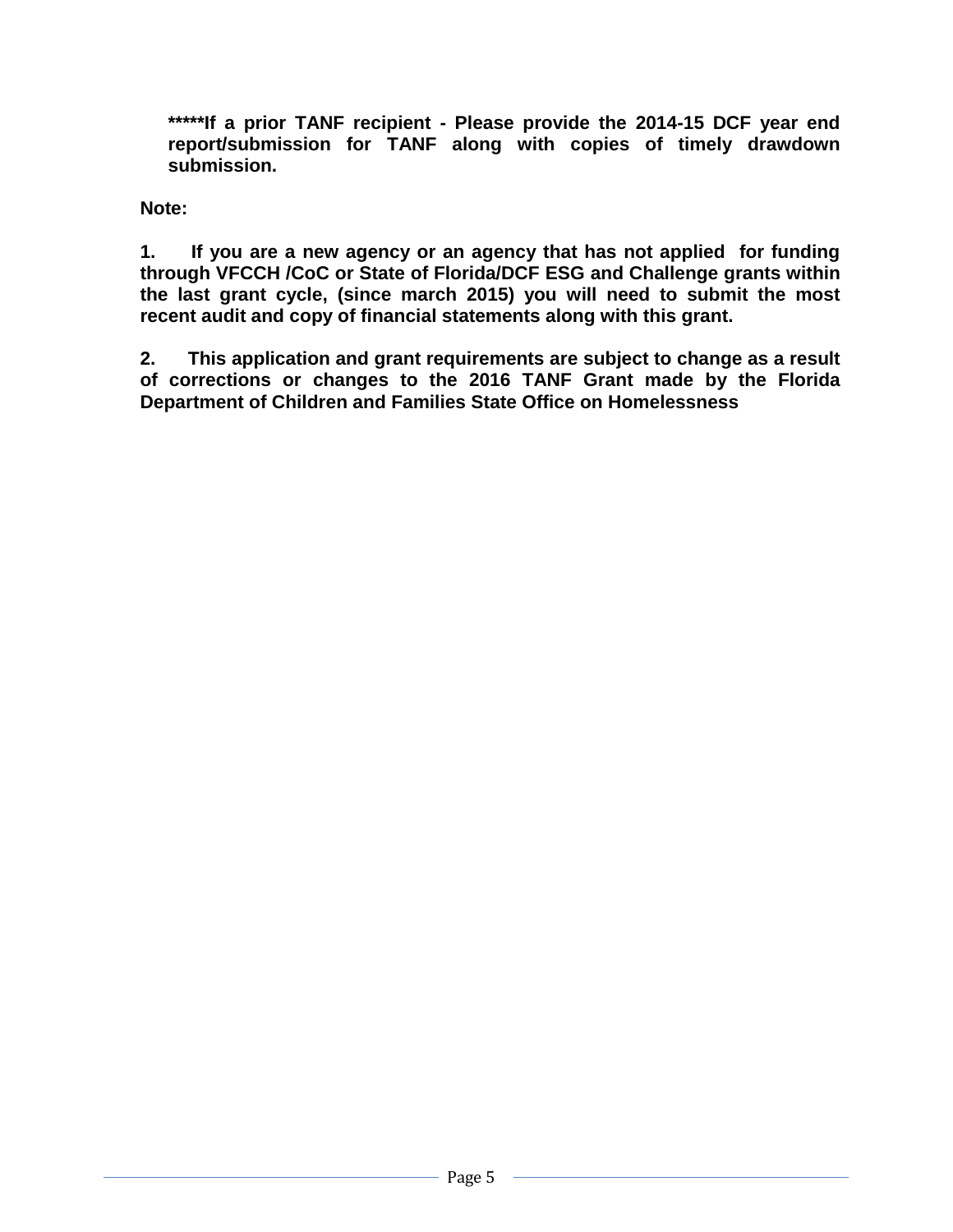**\*\*\*\*\*If a prior TANF recipient - Please provide the 2014-15 DCF year end report/submission for TANF along with copies of timely drawdown submission.**

**Note:**

**1. If you are a new agency or an agency that has not applied for funding through VFCCH /CoC or State of Florida/DCF ESG and Challenge grants within the last grant cycle, (since march 2015) you will need to submit the most recent audit and copy of financial statements along with this grant.**

**2. This application and grant requirements are subject to change as a result of corrections or changes to the 2016 TANF Grant made by the Florida Department of Children and Families State Office on Homelessness**